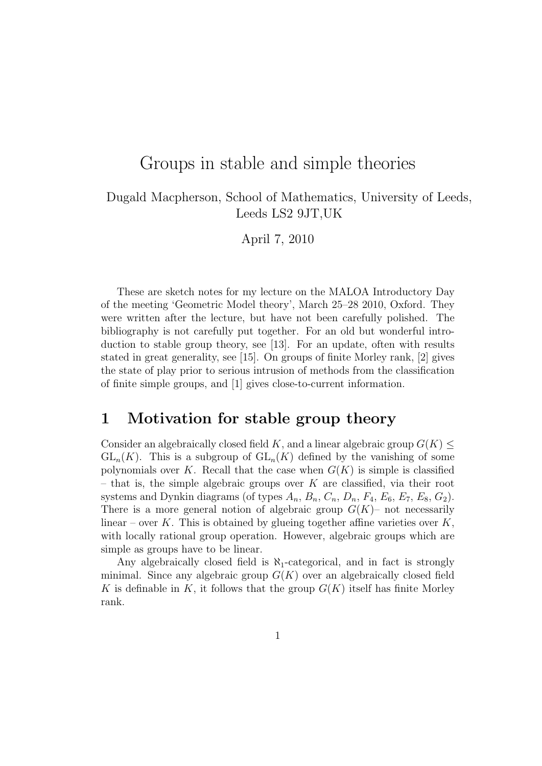// Groups in stable and simple theories

Dugald Macpherson, School of Mathematics, University of Leeds, Leeds LS2 9JT,UK

April 7, 2010

These are sketch notes for my lecture on the MALOA Introductory Day of the meeting 'Geometric Model theory', March 25–28 2010, Oxford. They were written after the lecture, but have not been carefully polished. The bibliography is not carefully put together. For an old but wonderful introduction to stable group theory, see [13]. For an update, often with results stated in great generality, see [15]. On groups of finite Morley rank, [2] gives the state of play prior to serious intrusion of methods from the classification of finite simple groups, and [1] gives close-to-current information.

## 1 Motivation for stable group theory

Consider an algebraically closed field $K$, and a linear algebraic group $G(K) \leq \mathrm{GL}_n(K)$. This is a subgroup of $\mathrm{GL}_n(K)$ defined by the vanishing of some polynomials over $K$. Recall that the case when $G(K)$ is simple is classified – that is, the simple algebraic groups over $K$ are classified, via their root systems and Dynkin diagrams (of types $A_n$, $B_n$, $C_n$, $D_n$, $F_4$, $E_6$, $E_7$, $E_8$, $G_2$). There is a more general notion of algebraic group $G(K)$– not necessarily linear – over $K$. This is obtained by glueing together affine varieties over $K$, with locally rational group operation. However, algebraic groups which are simple as groups have to be linear.

Any algebraically closed field is $\aleph_1$-categorical, and in fact is strongly minimal. Since any algebraic group $G(K)$ over an algebraically closed field $K$ is definable in $K$, it follows that the group $G(K)$ itself has finite Morley rank.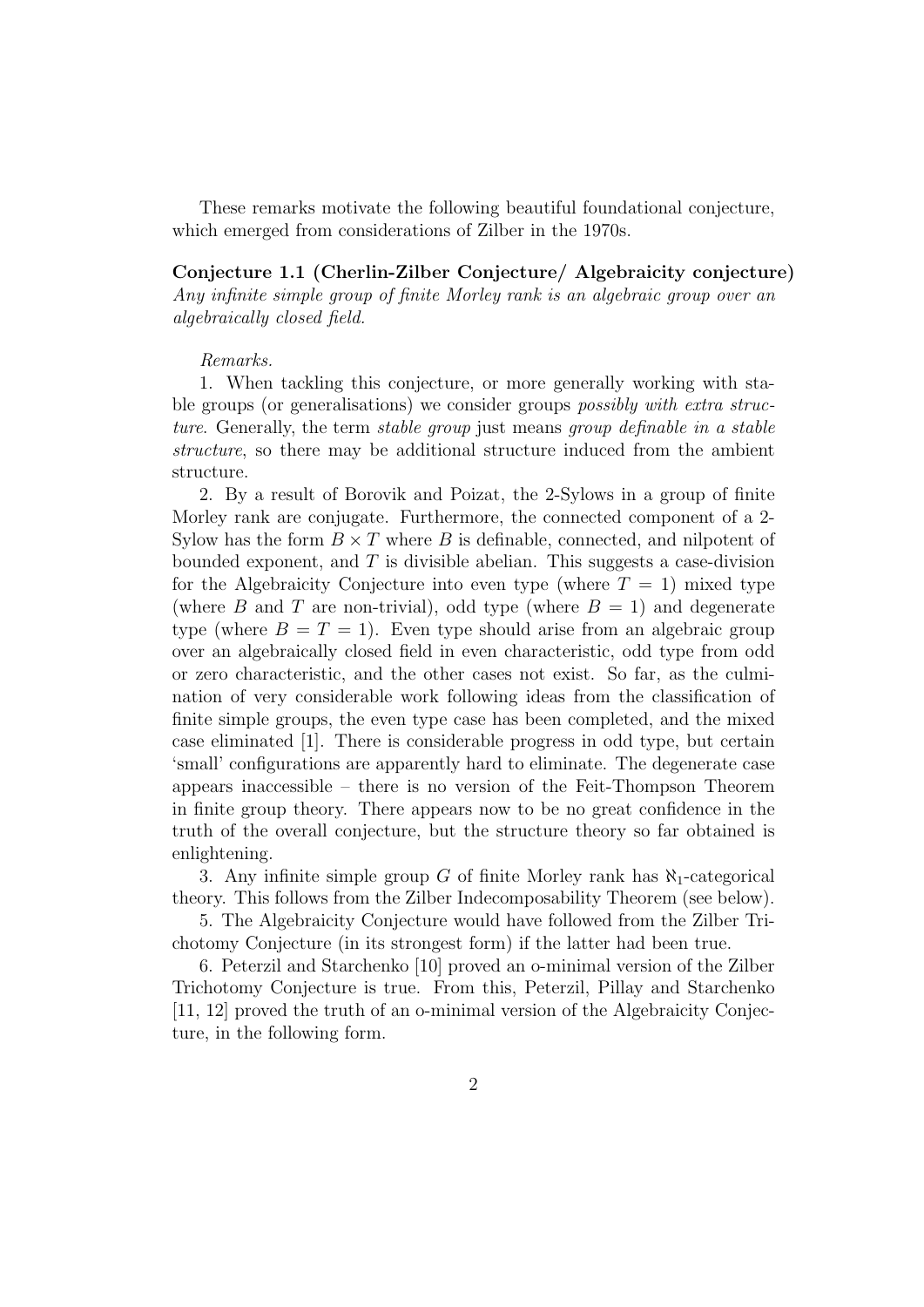These remarks motivate the following beautiful foundational conjecture, which emerged from considerations of Zilber in the 1970s.

**Conjecture 1.1 (Cherlin-Zilber Conjecture/ Algebraicity conjecture)** *Any infinite simple group of finite Morley rank is an algebraic group over an algebraically closed field.*

*Remarks.*

1. When tackling this conjecture, or more generally working with stable groups (or generalisations) we consider groups *possibly with extra structure*. Generally, the term *stable group* just means *group definable in a stable structure*, so there may be additional structure induced from the ambient structure.

2. By a result of Borovik and Poizat, the 2-Sylows in a group of finite Morley rank are conjugate. Furthermore, the connected component of a 2-Sylow has the form $B \times T$ where $B$ is definable, connected, and nilpotent of bounded exponent, and $T$ is divisible abelian. This suggests a case-division for the Algebraicity Conjecture into even type (where $T = 1$) mixed type (where $B$ and $T$ are non-trivial), odd type (where $B = 1$) and degenerate type (where $B = T = 1$). Even type should arise from an algebraic group over an algebraically closed field in even characteristic, odd type from odd or zero characteristic, and the other cases not exist. So far, as the culmination of very considerable work following ideas from the classification of finite simple groups, the even type case has been completed, and the mixed case eliminated [1]. There is considerable progress in odd type, but certain 'small' configurations are apparently hard to eliminate. The degenerate case appears inaccessible – there is no version of the Feit-Thompson Theorem in finite group theory. There appears now to be no great confidence in the truth of the overall conjecture, but the structure theory so far obtained is enlightening.

3. Any infinite simple group $G$ of finite Morley rank has $\aleph_1$-categorical theory. This follows from the Zilber Indecomposability Theorem (see below).

5. The Algebraicity Conjecture would have followed from the Zilber Trichotomy Conjecture (in its strongest form) if the latter had been true.

6. Peterzil and Starchenko [10] proved an o-minimal version of the Zilber Trichotomy Conjecture is true. From this, Peterzil, Pillay and Starchenko [11, 12] proved the truth of an o-minimal version of the Algebraicity Conjecture, in the following form.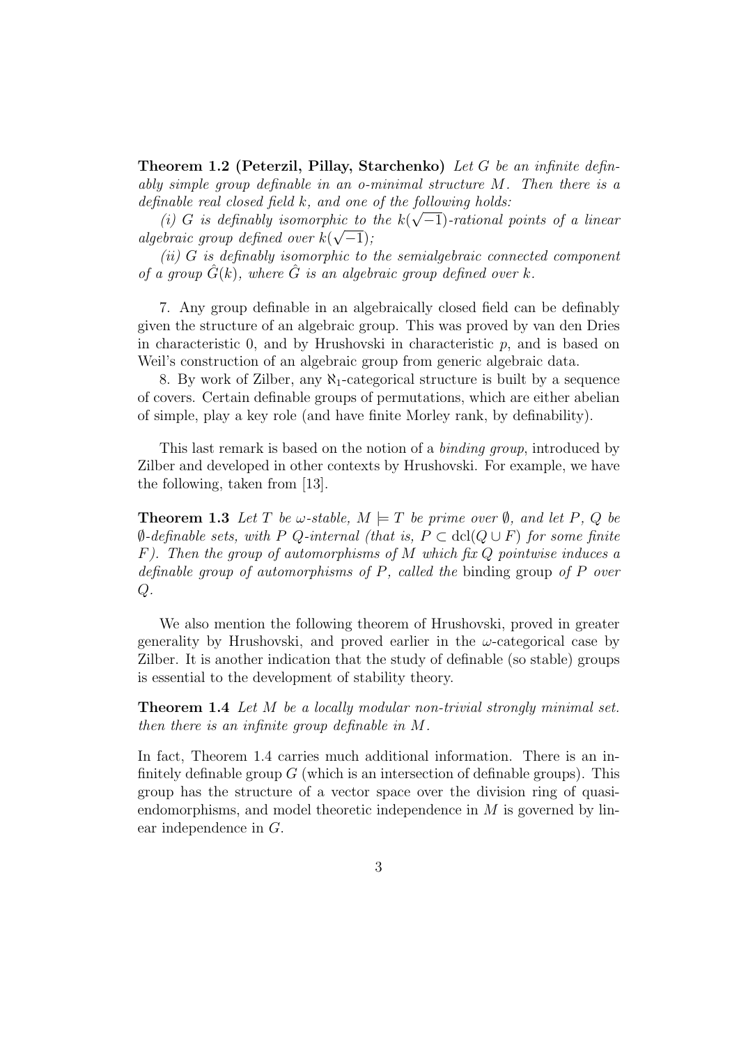**Theorem 1.2 (Peterzil, Pillay, Starchenko)** *Let $G$ be an infinite definably simple group definable in an o-minimal structure $M$. Then there is a definable real closed field $k$, and one of the following holds:*

*(i) $G$ is definably isomorphic to the $k(\sqrt{-1})$-rational points of a linear algebraic group defined over $k(\sqrt{-1})$;*

*(ii) $G$ is definably isomorphic to the semialgebraic connected component of a group $\hat{G}(k)$, where $\hat{G}$ is an algebraic group defined over $k$.*

7. Any group definable in an algebraically closed field can be definably given the structure of an algebraic group. This was proved by van den Dries in characteristic 0, and by Hrushovski in characteristic $p$, and is based on Weil's construction of an algebraic group from generic algebraic data.

8. By work of Zilber, any $\aleph_1$-categorical structure is built by a sequence of covers. Certain definable groups of permutations, which are either abelian of simple, play a key role (and have finite Morley rank, by definability).

This last remark is based on the notion of a *binding group*, introduced by Zilber and developed in other contexts by Hrushovski. For example, we have the following, taken from [13].

**Theorem 1.3** *Let $T$ be $\omega$-stable, $M \models T$ be prime over $\emptyset$, and let $P$, $Q$ be $\emptyset$-definable sets, with $P$ $Q$-internal (that is, $P \subset \mathrm{dcl}(Q \cup F)$ for some finite $F$). Then the group of automorphisms of $M$ which fix $Q$ pointwise induces a definable group of automorphisms of $P$, called the* binding group *of $P$ over $Q$.*

We also mention the following theorem of Hrushovski, proved in greater generality by Hrushovski, and proved earlier in the $\omega$-categorical case by Zilber. It is another indication that the study of definable (so stable) groups is essential to the development of stability theory.

**Theorem 1.4** *Let $M$ be a locally modular non-trivial strongly minimal set. then there is an infinite group definable in $M$.*

In fact, Theorem 1.4 carries much additional information. There is an infinitely definable group $G$ (which is an intersection of definable groups). This group has the structure of a vector space over the division ring of quasi-endomorphisms, and model theoretic independence in $M$ is governed by linear independence in $G$.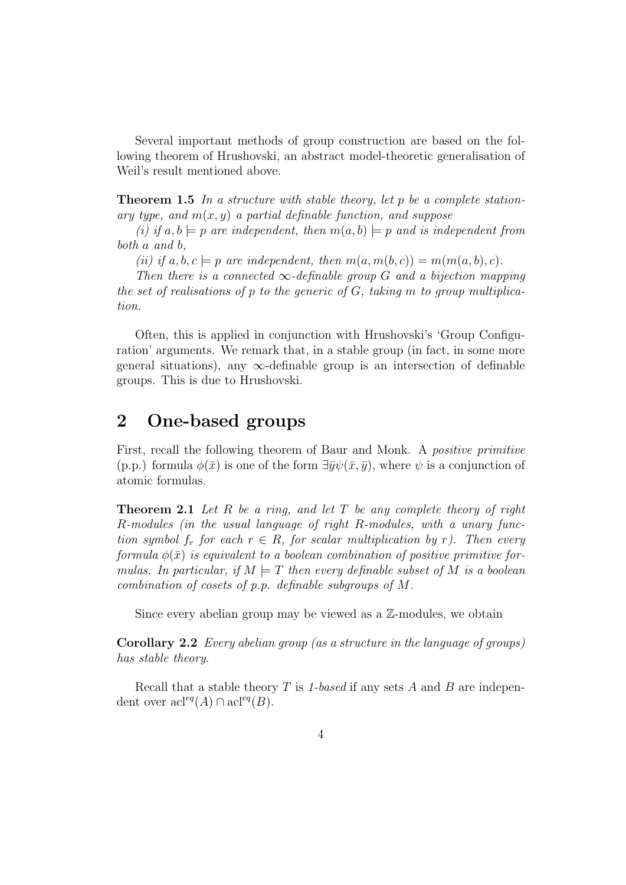Several important methods of group construction are based on the following theorem of Hrushovski, an abstract model-theoretic generalisation of Weil's result mentioned above.

**Theorem 1.5** *In a structure with stable theory, let $p$ be a complete stationary type, and $m(x, y)$ a partial definable function, and suppose*

*(i) if $a, b \models p$ are independent, then $m(a, b) \models p$ and is independent from both $a$ and $b$,*

*(ii) if $a, b, c \models p$ are independent, then $m(a, m(b, c)) = m(m(a, b), c)$.*

*Then there is a connected $\infty$-definable group $G$ and a bijection mapping the set of realisations of $p$ to the generic of $G$, taking $m$ to group multiplication.*

Often, this is applied in conjunction with Hrushovski's 'Group Configuration' arguments. We remark that, in a stable group (in fact, in some more general situations), any $\infty$-definable group is an intersection of definable groups. This is due to Hrushovski.

## 2 One-based groups

First, recall the following theorem of Baur and Monk. A *positive primitive* (p.p.) formula $\phi(\bar{x})$ is one of the form $\exists \bar{y} \psi(\bar{x}, \bar{y})$, where $\psi$ is a conjunction of atomic formulas.

**Theorem 2.1** *Let $R$ be a ring, and let $T$ be any complete theory of right $R$-modules (in the usual language of right $R$-modules, with a unary function symbol $f_r$ for each $r \in R$, for scalar multiplication by $r$). Then every formula $\phi(\bar{x})$ is equivalent to a boolean combination of positive primitive formulas. In particular, if $M \models T$ then every definable subset of $M$ is a boolean combination of cosets of p.p. definable subgroups of $M$.*

Since every abelian group may be viewed as a $\mathbb{Z}$-modules, we obtain

**Corollary 2.2** *Every abelian group (as a structure in the language of groups) has stable theory.*

Recall that a stable theory $T$ is *1-based* if any sets $A$ and $B$ are independent over $\mathrm{acl}^{eq}(A) \cap \mathrm{acl}^{eq}(B)$.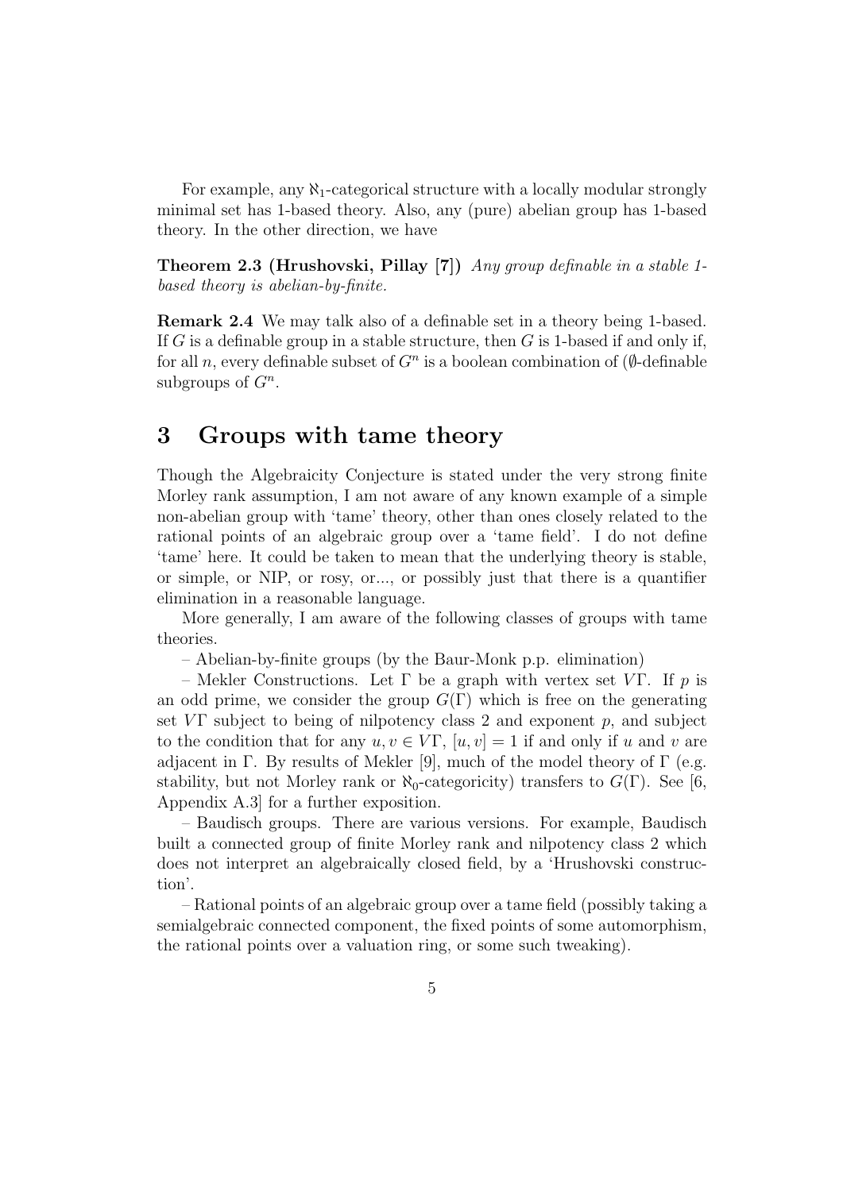For example, any $\aleph_1$-categorical structure with a locally modular strongly minimal set has 1-based theory. Also, any (pure) abelian group has 1-based theory. In the other direction, we have

**Theorem 2.3 (Hrushovski, Pillay [7])** *Any group definable in a stable 1-based theory is abelian-by-finite.*

**Remark 2.4** We may talk also of a definable set in a theory being 1-based. If $G$ is a definable group in a stable structure, then $G$ is 1-based if and only if, for all $n$, every definable subset of $G^n$ is a boolean combination of ($\emptyset$-definable subgroups of $G^n$.

# 3 Groups with tame theory

Though the Algebraicity Conjecture is stated under the very strong finite Morley rank assumption, I am not aware of any known example of a simple non-abelian group with 'tame' theory, other than ones closely related to the rational points of an algebraic group over a 'tame field'. I do not define 'tame' here. It could be taken to mean that the underlying theory is stable, or simple, or NIP, or rosy, or..., or possibly just that there is a quantifier elimination in a reasonable language.

More generally, I am aware of the following classes of groups with tame theories.

– Abelian-by-finite groups (by the Baur-Monk p.p. elimination)

– Mekler Constructions. Let $\Gamma$ be a graph with vertex set $V\Gamma$. If $p$ is an odd prime, we consider the group $G(\Gamma)$ which is free on the generating set $V\Gamma$ subject to being of nilpotency class 2 and exponent $p$, and subject to the condition that for any $u, v \in V\Gamma$, $[u, v] = 1$ if and only if $u$ and $v$ are adjacent in $\Gamma$. By results of Mekler [9], much of the model theory of $\Gamma$ (e.g. stability, but not Morley rank or $\aleph_0$-categoricity) transfers to $G(\Gamma)$. See [6, Appendix A.3] for a further exposition.

– Baudisch groups. There are various versions. For example, Baudisch built a connected group of finite Morley rank and nilpotency class 2 which does not interpret an algebraically closed field, by a 'Hrushovski construction'.

– Rational points of an algebraic group over a tame field (possibly taking a semialgebraic connected component, the fixed points of some automorphism, the rational points over a valuation ring, or some such tweaking).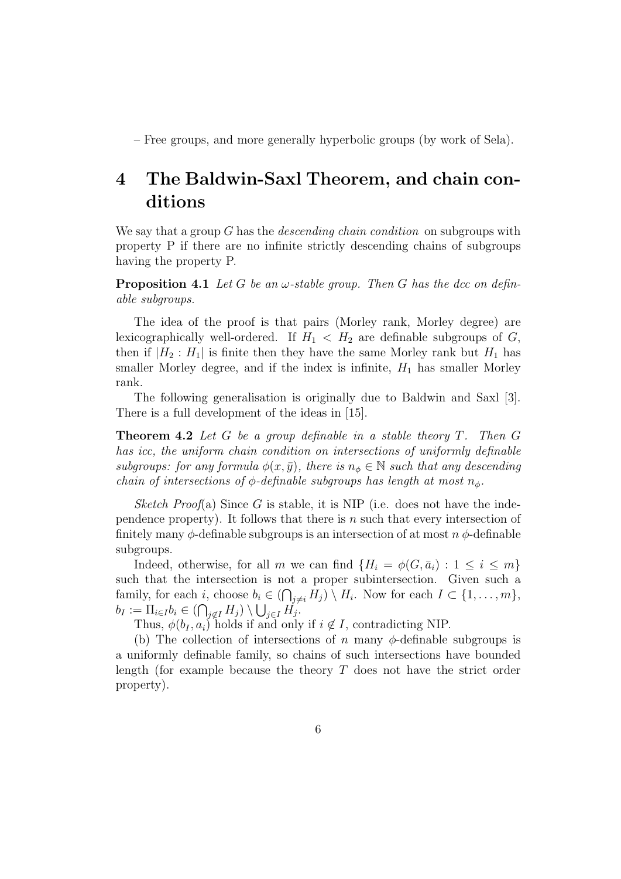– Free groups, and more generally hyperbolic groups (by work of Sela).

# 4 The Baldwin-Saxl Theorem, and chain conditions

We say that a group $G$ has the *descending chain condition* on subgroups with property P if there are no infinite strictly descending chains of subgroups having the property P.

**Proposition 4.1** *Let $G$ be an $\omega$-stable group. Then $G$ has the dcc on definable subgroups.*

The idea of the proof is that pairs (Morley rank, Morley degree) are lexicographically well-ordered. If $H_1 < H_2$ are definable subgroups of $G$, then if $|H_2 : H_1|$ is finite then they have the same Morley rank but $H_1$ has smaller Morley degree, and if the index is infinite, $H_1$ has smaller Morley rank.

The following generalisation is originally due to Baldwin and Saxl [3]. There is a full development of the ideas in [15].

**Theorem 4.2** *Let $G$ be a group definable in a stable theory $T$. Then $G$ has icc, the uniform chain condition on intersections of uniformly definable subgroups: for any formula $\phi(x, \bar{y})$, there is $n_\phi \in \mathbb{N}$ such that any descending chain of intersections of $\phi$-definable subgroups has length at most $n_\phi$.*

*Sketch Proof*(a) Since $G$ is stable, it is NIP (i.e. does not have the independence property). It follows that there is $n$ such that every intersection of finitely many $\phi$-definable subgroups is an intersection of at most $n$ $\phi$-definable subgroups.

Indeed, otherwise, for all $m$ we can find $\{H_i = \phi(G, \bar{a}_i) : 1 \leq i \leq m\}$ such that the intersection is not a proper subintersection. Given such a family, for each $i$, choose $b_i \in (\bigcap_{j \neq i} H_j) \setminus H_i$. Now for each $I \subset \{1, \ldots, m\}$, $b_I := \Pi_{i \in I} b_i \in (\bigcap_{j \notin I} H_j) \setminus \bigcup_{j \in I} H_j$.

Thus, $\phi(b_I, a_i)$ holds if and only if $i \notin I$, contradicting NIP.

(b) The collection of intersections of $n$ many $\phi$-definable subgroups is a uniformly definable family, so chains of such intersections have bounded length (for example because the theory $T$ does not have the strict order property).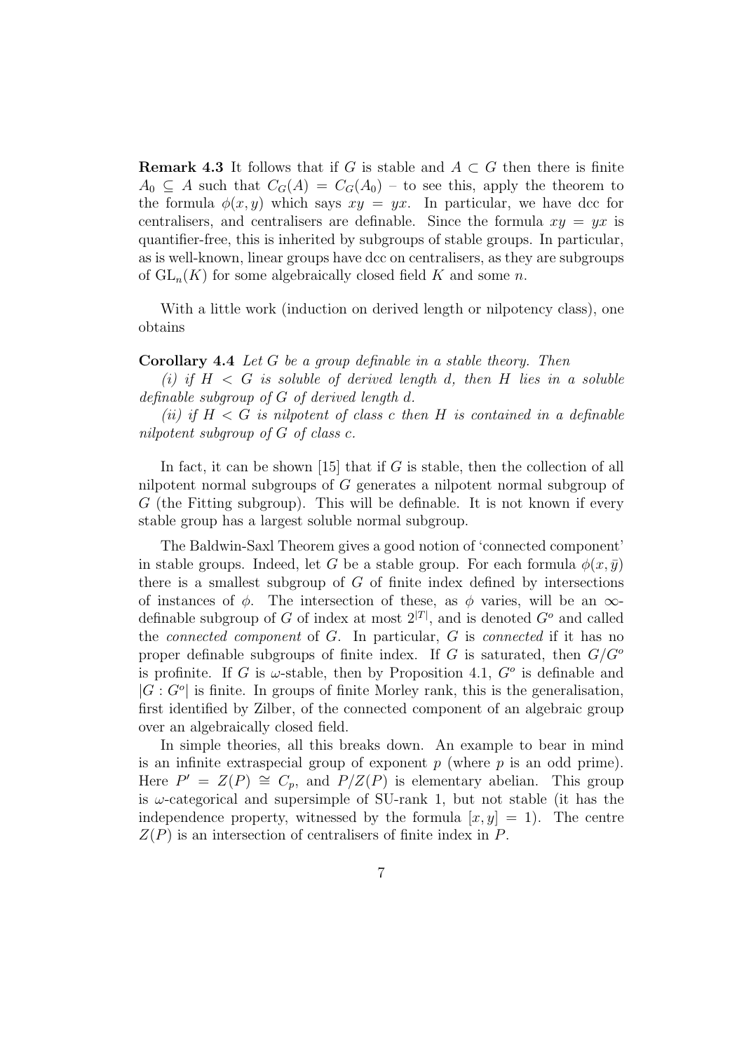**Remark 4.3** It follows that if $G$ is stable and $A \subset G$ then there is finite $A_0 \subseteq A$ such that $C_G(A) = C_G(A_0)$ – to see this, apply the theorem to the formula $\phi(x, y)$ which says $xy = yx$. In particular, we have dcc for centralisers, and centralisers are definable. Since the formula $xy = yx$ is quantifier-free, this is inherited by subgroups of stable groups. In particular, as is well-known, linear groups have dcc on centralisers, as they are subgroups of $\mathrm{GL}_n(K)$ for some algebraically closed field $K$ and some $n$.

With a little work (induction on derived length or nilpotency class), one obtains

**Corollary 4.4** *Let $G$ be a group definable in a stable theory. Then*

*(i) if $H < G$ is soluble of derived length $d$, then $H$ lies in a soluble definable subgroup of $G$ of derived length $d$.*

*(ii) if $H < G$ is nilpotent of class $c$ then $H$ is contained in a definable nilpotent subgroup of $G$ of class $c$.*

In fact, it can be shown [15] that if $G$ is stable, then the collection of all nilpotent normal subgroups of $G$ generates a nilpotent normal subgroup of $G$ (the Fitting subgroup). This will be definable. It is not known if every stable group has a largest soluble normal subgroup.

The Baldwin-Saxl Theorem gives a good notion of 'connected component' in stable groups. Indeed, let $G$ be a stable group. For each formula $\phi(x, \bar{y})$ there is a smallest subgroup of $G$ of finite index defined by intersections of instances of $\phi$. The intersection of these, as $\phi$ varies, will be an $\infty$-definable subgroup of $G$ of index at most $2^{|T|}$, and is denoted $G^o$ and called the *connected component* of $G$. In particular, $G$ is *connected* if it has no proper definable subgroups of finite index. If $G$ is saturated, then $G/G^o$ is profinite. If $G$ is $\omega$-stable, then by Proposition 4.1, $G^o$ is definable and $|G : G^o|$ is finite. In groups of finite Morley rank, this is the generalisation, first identified by Zilber, of the connected component of an algebraic group over an algebraically closed field.

In simple theories, all this breaks down. An example to bear in mind is an infinite extraspecial group of exponent $p$ (where $p$ is an odd prime). Here $P' = Z(P) \cong C_p$, and $P/Z(P)$ is elementary abelian. This group is $\omega$-categorical and supersimple of SU-rank 1, but not stable (it has the independence property, witnessed by the formula $[x, y] = 1$). The centre $Z(P)$ is an intersection of centralisers of finite index in $P$.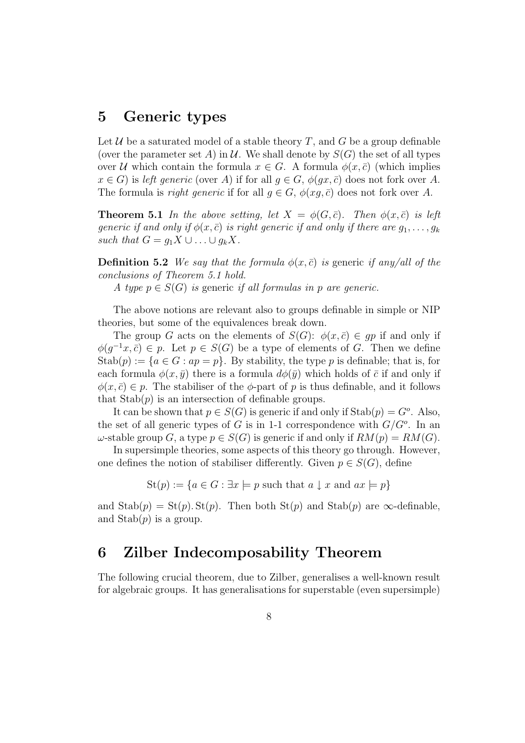## 5 Generic types

Let $\mathcal{U}$ be a saturated model of a stable theory $T$, and $G$ be a group definable (over the parameter set $A$) in $\mathcal{U}$. We shall denote by $S(G)$ the set of all types over $\mathcal{U}$ which contain the formula $x \in G$. A formula $\phi(x, \bar{c})$ (which implies $x \in G$) is *left generic* (over $A$) if for all $g \in G$, $\phi(gx, \bar{c})$ does not fork over $A$. The formula is *right generic* if for all $g \in G$, $\phi(xg, \bar{c})$ does not fork over $A$.

**Theorem 5.1** *In the above setting, let $X = \phi(G, \bar{c})$. Then $\phi(x, \bar{c})$ is left generic if and only if $\phi(x, \bar{c})$ is right generic if and only if there are $g_1, \ldots, g_k$ such that $G = g_1X \cup \ldots \cup g_kX$.*

**Definition 5.2** *We say that the formula $\phi(x, \bar{c})$ is* generic *if any/all of the conclusions of Theorem 5.1 hold.*

*A type $p \in S(G)$ is* generic *if all formulas in $p$ are generic.*

The above notions are relevant also to groups definable in simple or NIP theories, but some of the equivalences break down.

The group $G$ acts on the elements of $S(G)$: $\phi(x, \bar{c}) \in gp$ if and only if $\phi(g^{-1}x, \bar{c}) \in p$. Let $p \in S(G)$ be a type of elements of $G$. Then we define $\mathrm{Stab}(p) := \{a \in G : ap = p\}$. By stability, the type $p$ is definable; that is, for each formula $\phi(x, \bar{y})$ there is a formula $d\phi(\bar{y})$ which holds of $\bar{c}$ if and only if $\phi(x, \bar{c}) \in p$. The stabiliser of the $\phi$-part of $p$ is thus definable, and it follows that $\mathrm{Stab}(p)$ is an intersection of definable groups.

It can be shown that $p \in S(G)$ is generic if and only if $\mathrm{Stab}(p) = G^o$. Also, the set of all generic types of $G$ is in 1-1 correspondence with $G/G^o$. In an $\omega$-stable group $G$, a type $p \in S(G)$ is generic if and only if $RM(p) = RM(G)$.

In supersimple theories, some aspects of this theory go through. However, one defines the notion of stabiliser differently. Given $p \in S(G)$, define

$$\mathrm{St}(p) := \{a \in G : \exists x \models p \text{ such that } a \downarrow x \text{ and } ax \models p\}$$

and $\mathrm{Stab}(p) = \mathrm{St}(p).\mathrm{St}(p)$. Then both $\mathrm{St}(p)$ and $\mathrm{Stab}(p)$ are $\infty$-definable, and $\mathrm{Stab}(p)$ is a group.

## 6 Zilber Indecomposability Theorem

The following crucial theorem, due to Zilber, generalises a well-known result for algebraic groups. It has generalisations for superstable (even supersimple)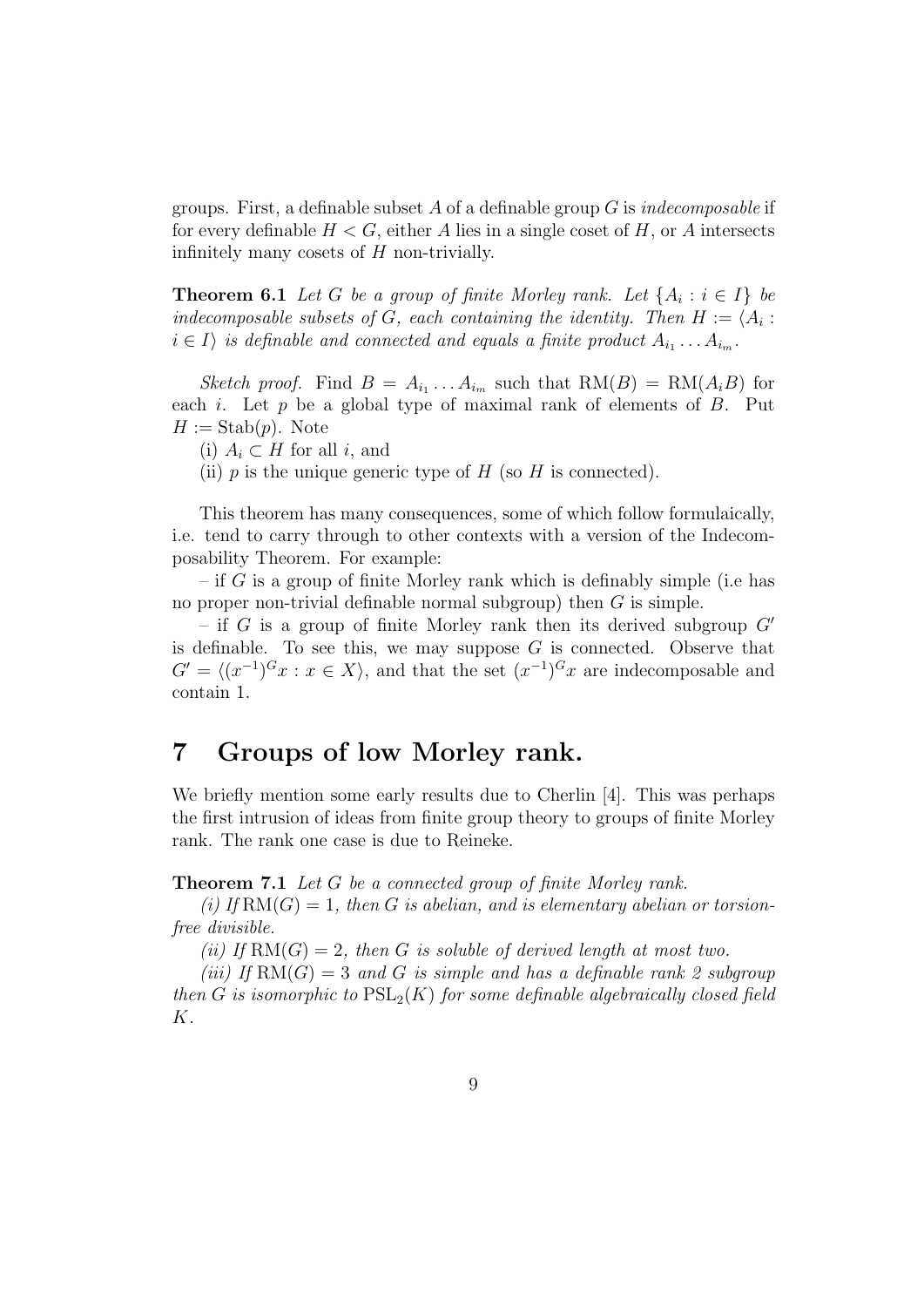groups. First, a definable subset $A$ of a definable group $G$ is *indecomposable* if for every definable $H < G$, either $A$ lies in a single coset of $H$, or $A$ intersects infinitely many cosets of $H$ non-trivially.

**Theorem 6.1** *Let $G$ be a group of finite Morley rank. Let $\{A_i : i \in I\}$ be indecomposable subsets of $G$, each containing the identity. Then $H := \langle A_i : i \in I \rangle$ is definable and connected and equals a finite product $A_{i_1} \dots A_{i_m}$.*

*Sketch proof.* Find $B = A_{i_1} \dots A_{i_m}$ such that $\mathrm{RM}(B) = \mathrm{RM}(A_i B)$ for each $i$. Let $p$ be a global type of maximal rank of elements of $B$. Put $H := \mathrm{Stab}(p)$. Note

(i) $A_i \subset H$ for all $i$, and

(ii) $p$ is the unique generic type of $H$ (so $H$ is connected).

This theorem has many consequences, some of which follow formulaically, i.e. tend to carry through to other contexts with a version of the Indecomposability Theorem. For example:

– if $G$ is a group of finite Morley rank which is definably simple (i.e has no proper non-trivial definable normal subgroup) then $G$ is simple.

– if $G$ is a group of finite Morley rank then its derived subgroup $G'$ is definable. To see this, we may suppose $G$ is connected. Observe that $G' = \langle (x^{-1})^G x : x \in X \rangle$, and that the set $(x^{-1})^G x$ are indecomposable and contain 1.

# 7 Groups of low Morley rank.

We briefly mention some early results due to Cherlin [4]. This was perhaps the first intrusion of ideas from finite group theory to groups of finite Morley rank. The rank one case is due to Reineke.

**Theorem 7.1** *Let $G$ be a connected group of finite Morley rank.*

*(i) If $\mathrm{RM}(G) = 1$, then $G$ is abelian, and is elementary abelian or torsion-free divisible.*

*(ii) If $\mathrm{RM}(G) = 2$, then $G$ is soluble of derived length at most two.*

*(iii) If $\mathrm{RM}(G) = 3$ and $G$ is simple and has a definable rank 2 subgroup then $G$ is isomorphic to $\mathrm{PSL}_2(K)$ for some definable algebraically closed field $K$.*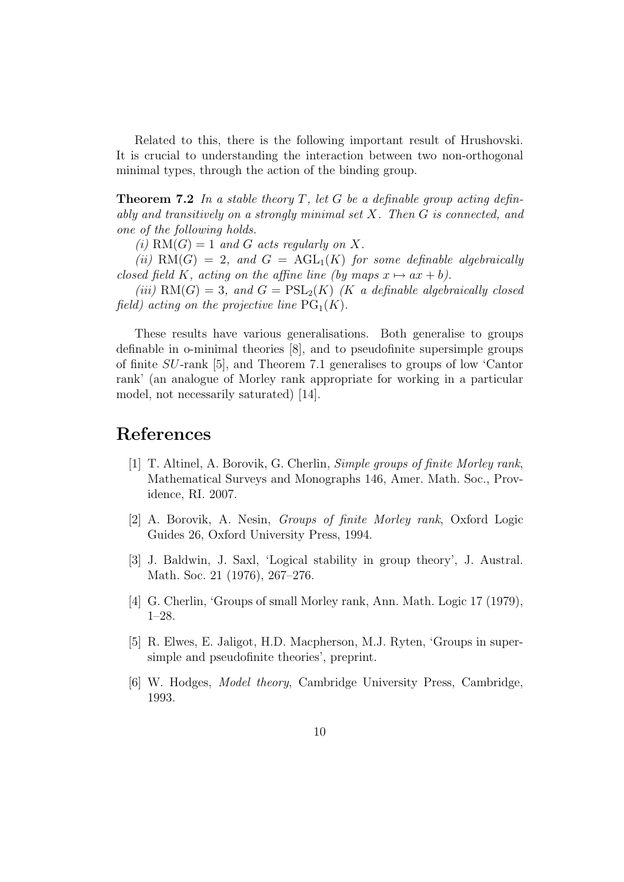Related to this, there is the following important result of Hrushovski. It is crucial to understanding the interaction between two non-orthogonal minimal types, through the action of the binding group.

**Theorem 7.2** *In a stable theory $T$, let $G$ be a definable group acting definably and transitively on a strongly minimal set $X$. Then $G$ is connected, and one of the following holds.*

*(i) $\mathrm{RM}(G) = 1$ and $G$ acts regularly on $X$.*

*(ii) $\mathrm{RM}(G) = 2$, and $G = \mathrm{AGL}_1(K)$ for some definable algebraically closed field $K$, acting on the affine line (by maps $x \mapsto ax + b$).*

*(iii) $\mathrm{RM}(G) = 3$, and $G = \mathrm{PSL}_2(K)$ ($K$ a definable algebraically closed field) acting on the projective line $\mathrm{PG}_1(K)$.*

These results have various generalisations. Both generalise to groups definable in o-minimal theories [8], and to pseudofinite supersimple groups of finite $SU$-rank [5], and Theorem 7.1 generalises to groups of low 'Cantor rank' (an analogue of Morley rank appropriate for working in a particular model, not necessarily saturated) [14].

## References

[1] T. Altinel, A. Borovik, G. Cherlin, *Simple groups of finite Morley rank*, Mathematical Surveys and Monographs 146, Amer. Math. Soc., Providence, RI. 2007.

[2] A. Borovik, A. Nesin, *Groups of finite Morley rank*, Oxford Logic Guides 26, Oxford University Press, 1994.

[3] J. Baldwin, J. Saxl, 'Logical stability in group theory', J. Austral. Math. Soc. 21 (1976), 267–276.

[4] G. Cherlin, 'Groups of small Morley rank, Ann. Math. Logic 17 (1979), 1–28.

[5] R. Elwes, E. Jaligot, H.D. Macpherson, M.J. Ryten, 'Groups in supersimple and pseudofinite theories', preprint.

[6] W. Hodges, *Model theory*, Cambridge University Press, Cambridge, 1993.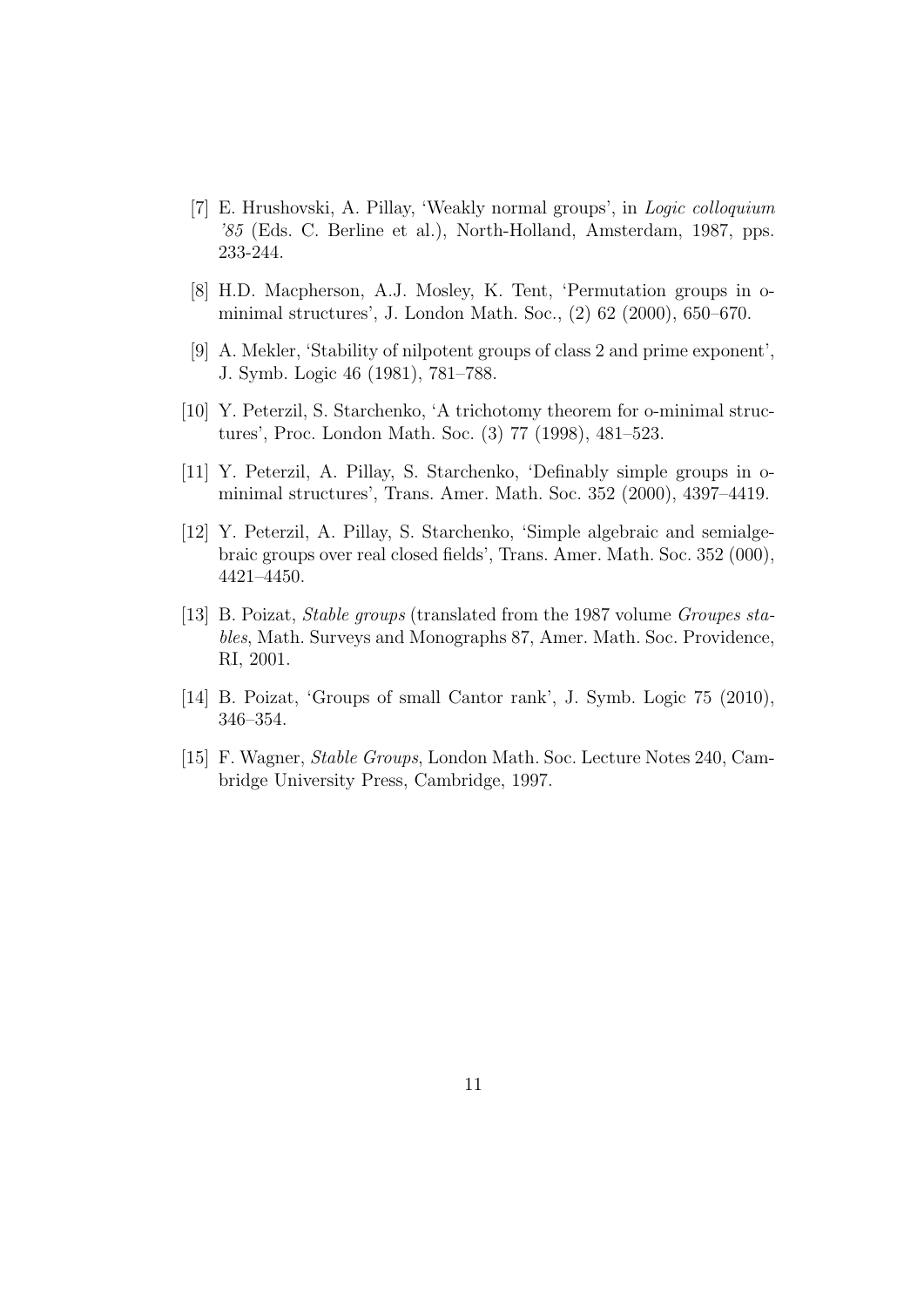[7] E. Hrushovski, A. Pillay, 'Weakly normal groups', in *Logic colloquium '85* (Eds. C. Berline et al.), North-Holland, Amsterdam, 1987, pps. 233-244.

[8] H.D. Macpherson, A.J. Mosley, K. Tent, 'Permutation groups in o-minimal structures', J. London Math. Soc., (2) 62 (2000), 650–670.

[9] A. Mekler, 'Stability of nilpotent groups of class 2 and prime exponent', J. Symb. Logic 46 (1981), 781–788.

[10] Y. Peterzil, S. Starchenko, 'A trichotomy theorem for o-minimal structures', Proc. London Math. Soc. (3) 77 (1998), 481–523.

[11] Y. Peterzil, A. Pillay, S. Starchenko, 'Definably simple groups in o-minimal structures', Trans. Amer. Math. Soc. 352 (2000), 4397–4419.

[12] Y. Peterzil, A. Pillay, S. Starchenko, 'Simple algebraic and semialgebraic groups over real closed fields', Trans. Amer. Math. Soc. 352 (000), 4421–4450.

[13] B. Poizat, *Stable groups* (translated from the 1987 volume *Groupes stables*, Math. Surveys and Monographs 87, Amer. Math. Soc. Providence, RI, 2001.

[14] B. Poizat, 'Groups of small Cantor rank', J. Symb. Logic 75 (2010), 346–354.

[15] F. Wagner, *Stable Groups*, London Math. Soc. Lecture Notes 240, Cambridge University Press, Cambridge, 1997.